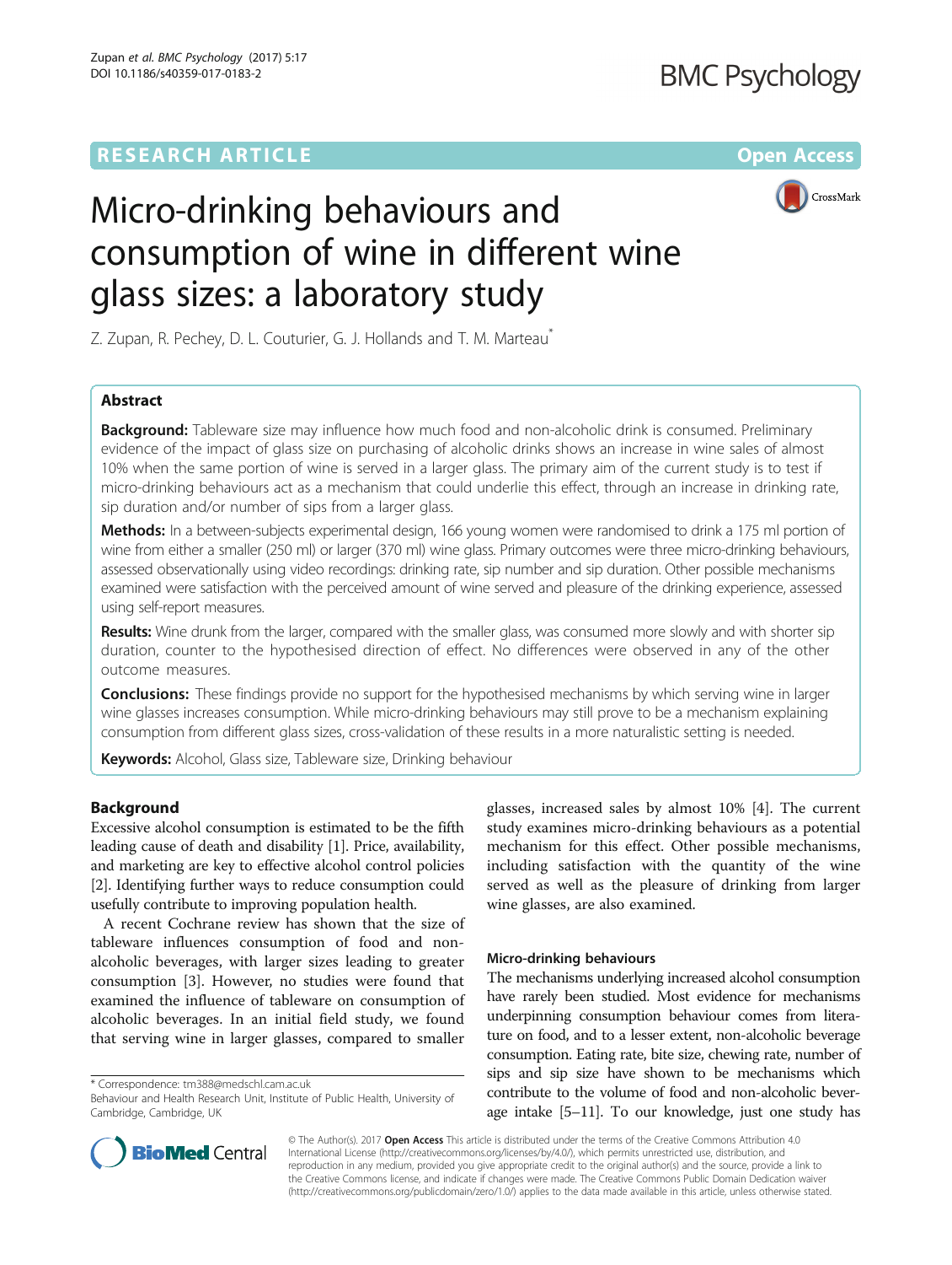**RESEARCH ARTICLE** **Open Access**

# Micro-drinking behaviours and consumption of wine in different wine glass sizes: a laboratory study

Z. Zupan, R. Pechey, D. L. Couturier, G. J. Hollands and T. M. Marteau*

## Abstract

**Background:** Tableware size may influence how much food and non-alcoholic drink is consumed. Preliminary evidence of the impact of glass size on purchasing of alcoholic drinks shows an increase in wine sales of almost 10% when the same portion of wine is served in a larger glass. The primary aim of the current study is to test if micro-drinking behaviours act as a mechanism that could underlie this effect, through an increase in drinking rate, sip duration and/or number of sips from a larger glass.

**Methods:** In a between-subjects experimental design, 166 young women were randomised to drink a 175 ml portion of wine from either a smaller (250 ml) or larger (370 ml) wine glass. Primary outcomes were three micro-drinking behaviours, assessed observationally using video recordings: drinking rate, sip number and sip duration. Other possible mechanisms examined were satisfaction with the perceived amount of wine served and pleasure of the drinking experience, assessed using self-report measures.

**Results:** Wine drunk from the larger, compared with the smaller glass, was consumed more slowly and with shorter sip duration, counter to the hypothesised direction of effect. No differences were observed in any of the other outcome measures.

**Conclusions:** These findings provide no support for the hypothesised mechanisms by which serving wine in larger wine glasses increases consumption. While micro-drinking behaviours may still prove to be a mechanism explaining consumption from different glass sizes, cross-validation of these results in a more naturalistic setting is needed.

**Keywords:** Alcohol, Glass size, Tableware size, Drinking behaviour

## Background

Excessive alcohol consumption is estimated to be the fifth leading cause of death and disability [1]. Price, availability, and marketing are key to effective alcohol control policies [2]. Identifying further ways to reduce consumption could usefully contribute to improving population health.

A recent Cochrane review has shown that the size of tableware influences consumption of food and non-alcoholic beverages, with larger sizes leading to greater consumption [3]. However, no studies were found that examined the influence of tableware on consumption of alcoholic beverages. In an initial field study, we found that serving wine in larger glasses, compared to smaller glasses, increased sales by almost 10% [4]. The current study examines micro-drinking behaviours as a potential mechanism for this effect. Other possible mechanisms, including satisfaction with the quantity of the wine served as well as the pleasure of drinking from larger wine glasses, are also examined.

### Micro-drinking behaviours

The mechanisms underlying increased alcohol consumption have rarely been studied. Most evidence for mechanisms underpinning consumption behaviour comes from literature on food, and to a lesser extent, non-alcoholic beverage consumption. Eating rate, bite size, chewing rate, number of sips and sip size have shown to be mechanisms which contribute to the volume of food and non-alcoholic beverage intake [5–11]. To our knowledge, just one study has

\* Correspondence: tm388@medschl.cam.ac.uk

Behaviour and Health Research Unit, Institute of Public Health, University of Cambridge, Cambridge, UK

© The Author(s). 2017 **Open Access** This article is distributed under the terms of the Creative Commons Attribution 4.0 International License (http://creativecommons.org/licenses/by/4.0/), which permits unrestricted use, distribution, and reproduction in any medium, provided you give appropriate credit to the original author(s) and the source, provide a link to the Creative Commons license, and indicate if changes were made. The Creative Commons Public Domain Dedication waiver (http://creativecommons.org/publicdomain/zero/1.0/) applies to the data made available in this article, unless otherwise stated.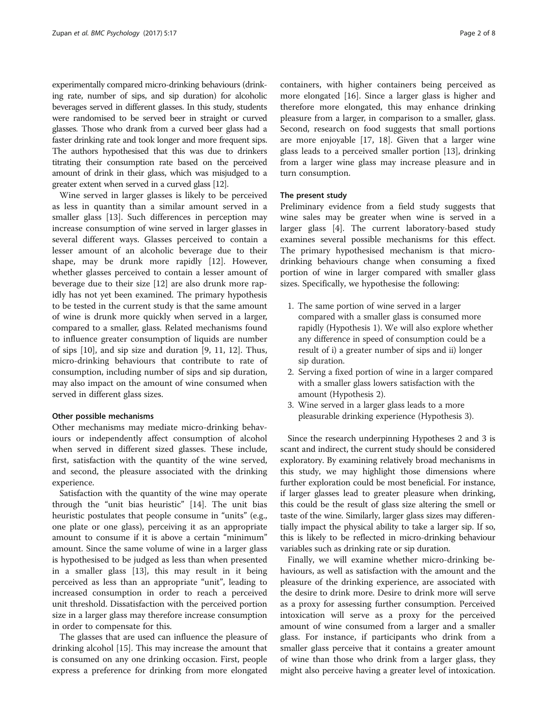experimentally compared micro-drinking behaviours (drinking rate, number of sips, and sip duration) for alcoholic beverages served in different glasses. In this study, students were randomised to be served beer in straight or curved glasses. Those who drank from a curved beer glass had a faster drinking rate and took longer and more frequent sips. The authors hypothesised that this was due to drinkers titrating their consumption rate based on the perceived amount of drink in their glass, which was misjudged to a greater extent when served in a curved glass [12].

Wine served in larger glasses is likely to be perceived as less in quantity than a similar amount served in a smaller glass [13]. Such differences in perception may increase consumption of wine served in larger glasses in several different ways. Glasses perceived to contain a lesser amount of an alcoholic beverage due to their shape, may be drunk more rapidly [12]. However, whether glasses perceived to contain a lesser amount of beverage due to their size [12] are also drunk more rapidly has not yet been examined. The primary hypothesis to be tested in the current study is that the same amount of wine is drunk more quickly when served in a larger, compared to a smaller, glass. Related mechanisms found to influence greater consumption of liquids are number of sips [10], and sip size and duration [9, 11, 12]. Thus, micro-drinking behaviours that contribute to rate of consumption, including number of sips and sip duration, may also impact on the amount of wine consumed when served in different glass sizes.

#### Other possible mechanisms

Other mechanisms may mediate micro-drinking behaviours or independently affect consumption of alcohol when served in different sized glasses. These include, first, satisfaction with the quantity of the wine served, and second, the pleasure associated with the drinking experience.

Satisfaction with the quantity of the wine may operate through the "unit bias heuristic" [14]. The unit bias heuristic postulates that people consume in "units" (e.g., one plate or one glass), perceiving it as an appropriate amount to consume if it is above a certain "minimum" amount. Since the same volume of wine in a larger glass is hypothesised to be judged as less than when presented in a smaller glass [13], this may result in it being perceived as less than an appropriate "unit", leading to increased consumption in order to reach a perceived unit threshold. Dissatisfaction with the perceived portion size in a larger glass may therefore increase consumption in order to compensate for this.

The glasses that are used can influence the pleasure of drinking alcohol [15]. This may increase the amount that is consumed on any one drinking occasion. First, people express a preference for drinking from more elongated containers, with higher containers being perceived as more elongated [16]. Since a larger glass is higher and therefore more elongated, this may enhance drinking pleasure from a larger, in comparison to a smaller, glass. Second, research on food suggests that small portions are more enjoyable [17, 18]. Given that a larger wine glass leads to a perceived smaller portion [13], drinking from a larger wine glass may increase pleasure and in turn consumption.

#### The present study

Preliminary evidence from a field study suggests that wine sales may be greater when wine is served in a larger glass [4]. The current laboratory-based study examines several possible mechanisms for this effect. The primary hypothesised mechanism is that micro-drinking behaviours change when consuming a fixed portion of wine in larger compared with smaller glass sizes. Specifically, we hypothesise the following:

1. The same portion of wine served in a larger compared with a smaller glass is consumed more rapidly (Hypothesis 1). We will also explore whether any difference in speed of consumption could be a result of i) a greater number of sips and ii) longer sip duration.
2. Serving a fixed portion of wine in a larger compared with a smaller glass lowers satisfaction with the amount (Hypothesis 2).
3. Wine served in a larger glass leads to a more pleasurable drinking experience (Hypothesis 3).

Since the research underpinning Hypotheses 2 and 3 is scant and indirect, the current study should be considered exploratory. By examining relatively broad mechanisms in this study, we may highlight those dimensions where further exploration could be most beneficial. For instance, if larger glasses lead to greater pleasure when drinking, this could be the result of glass size altering the smell or taste of the wine. Similarly, larger glass sizes may differentially impact the physical ability to take a larger sip. If so, this is likely to be reflected in micro-drinking behaviour variables such as drinking rate or sip duration.

Finally, we will examine whether micro-drinking behaviours, as well as satisfaction with the amount and the pleasure of the drinking experience, are associated with the desire to drink more. Desire to drink more will serve as a proxy for assessing further consumption. Perceived intoxication will serve as a proxy for the perceived amount of wine consumed from a larger and a smaller glass. For instance, if participants who drink from a smaller glass perceive that it contains a greater amount of wine than those who drink from a larger glass, they might also perceive having a greater level of intoxication.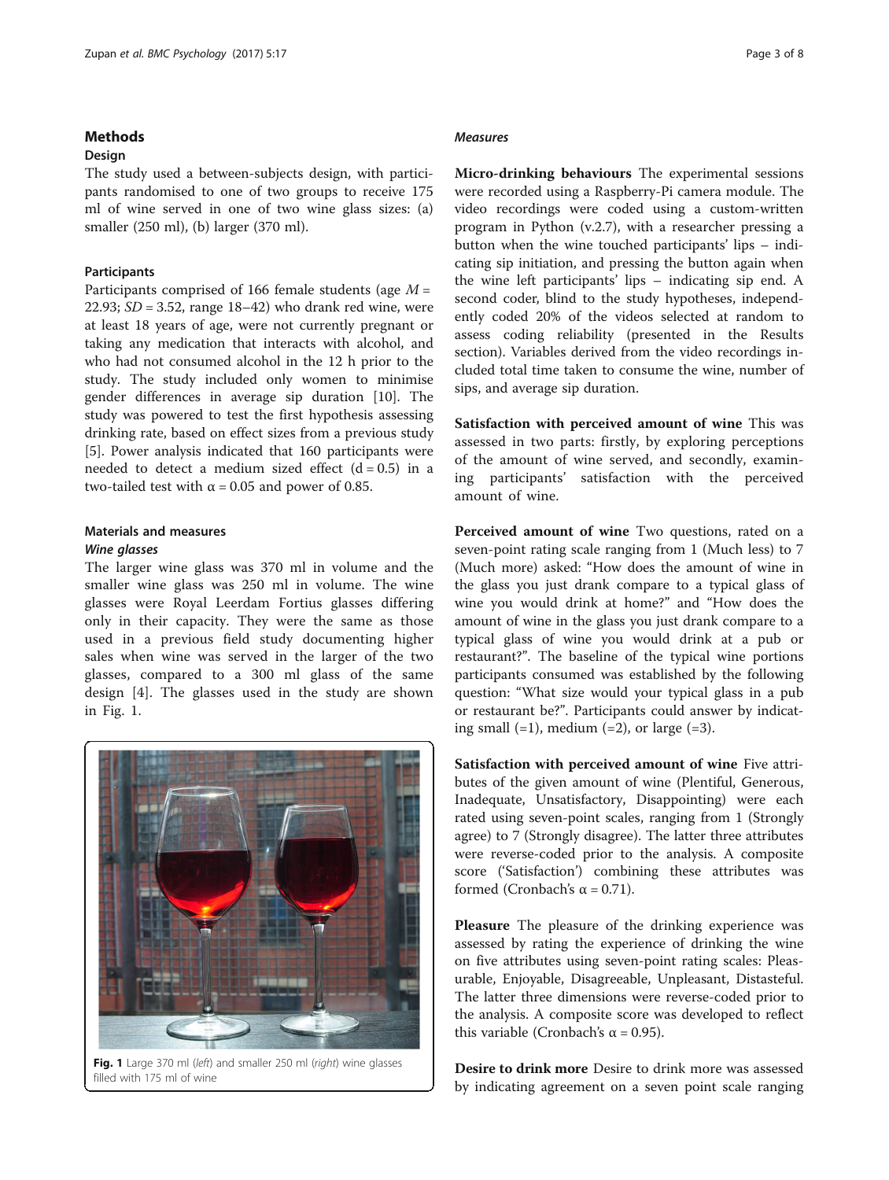## Methods

### Design

The study used a between-subjects design, with participants randomised to one of two groups to receive 175 ml of wine served in one of two wine glass sizes: (a) smaller (250 ml), (b) larger (370 ml).

### Participants

Participants comprised of 166 female students (age *M* = 22.93; *SD* = 3.52, range 18–42) who drank red wine, were at least 18 years of age, were not currently pregnant or taking any medication that interacts with alcohol, and who had not consumed alcohol in the 12 h prior to the study. The study included only women to minimise gender differences in average sip duration [10]. The study was powered to test the first hypothesis assessing drinking rate, based on effect sizes from a previous study [5]. Power analysis indicated that 160 participants were needed to detect a medium sized effect ($d = 0.5$) in a two-tailed test with $\alpha = 0.05$ and power of 0.85.

### Materials and measures

#### *Wine glasses*

The larger wine glass was 370 ml in volume and the smaller wine glass was 250 ml in volume. The wine glasses were Royal Leerdam Fortius glasses differing only in their capacity. They were the same as those used in a previous field study documenting higher sales when wine was served in the larger of the two glasses, compared to a 300 ml glass of the same design [4]. The glasses used in the study are shown in Fig. 1.

**Fig. 1** Large 370 ml (*left*) and smaller 250 ml (*right*) wine glasses filled with 175 ml of wine

#### *Measures*

**Micro-drinking behaviours** The experimental sessions were recorded using a Raspberry-Pi camera module. The video recordings were coded using a custom-written program in Python (v.2.7), with a researcher pressing a button when the wine touched participants' lips – indicating sip initiation, and pressing the button again when the wine left participants' lips – indicating sip end. A second coder, blind to the study hypotheses, independently coded 20% of the videos selected at random to assess coding reliability (presented in the Results section). Variables derived from the video recordings included total time taken to consume the wine, number of sips, and average sip duration.

**Satisfaction with perceived amount of wine** This was assessed in two parts: firstly, by exploring perceptions of the amount of wine served, and secondly, examining participants' satisfaction with the perceived amount of wine.

**Perceived amount of wine** Two questions, rated on a seven-point rating scale ranging from 1 (Much less) to 7 (Much more) asked: "How does the amount of wine in the glass you just drank compare to a typical glass of wine you would drink at home?" and "How does the amount of wine in the glass you just drank compare to a typical glass of wine you would drink at a pub or restaurant?". The baseline of the typical wine portions participants consumed was established by the following question: "What size would your typical glass in a pub or restaurant be?". Participants could answer by indicating small (=1), medium (=2), or large (=3).

**Satisfaction with perceived amount of wine** Five attributes of the given amount of wine (Plentiful, Generous, Inadequate, Unsatisfactory, Disappointing) were each rated using seven-point scales, ranging from 1 (Strongly agree) to 7 (Strongly disagree). The latter three attributes were reverse-coded prior to the analysis. A composite score ('Satisfaction') combining these attributes was formed (Cronbach's $\alpha = 0.71$).

**Pleasure** The pleasure of the drinking experience was assessed by rating the experience of drinking the wine on five attributes using seven-point rating scales: Pleasurable, Enjoyable, Disagreeable, Unpleasant, Distasteful. The latter three dimensions were reverse-coded prior to the analysis. A composite score was developed to reflect this variable (Cronbach's $\alpha = 0.95$).

**Desire to drink more** Desire to drink more was assessed by indicating agreement on a seven point scale ranging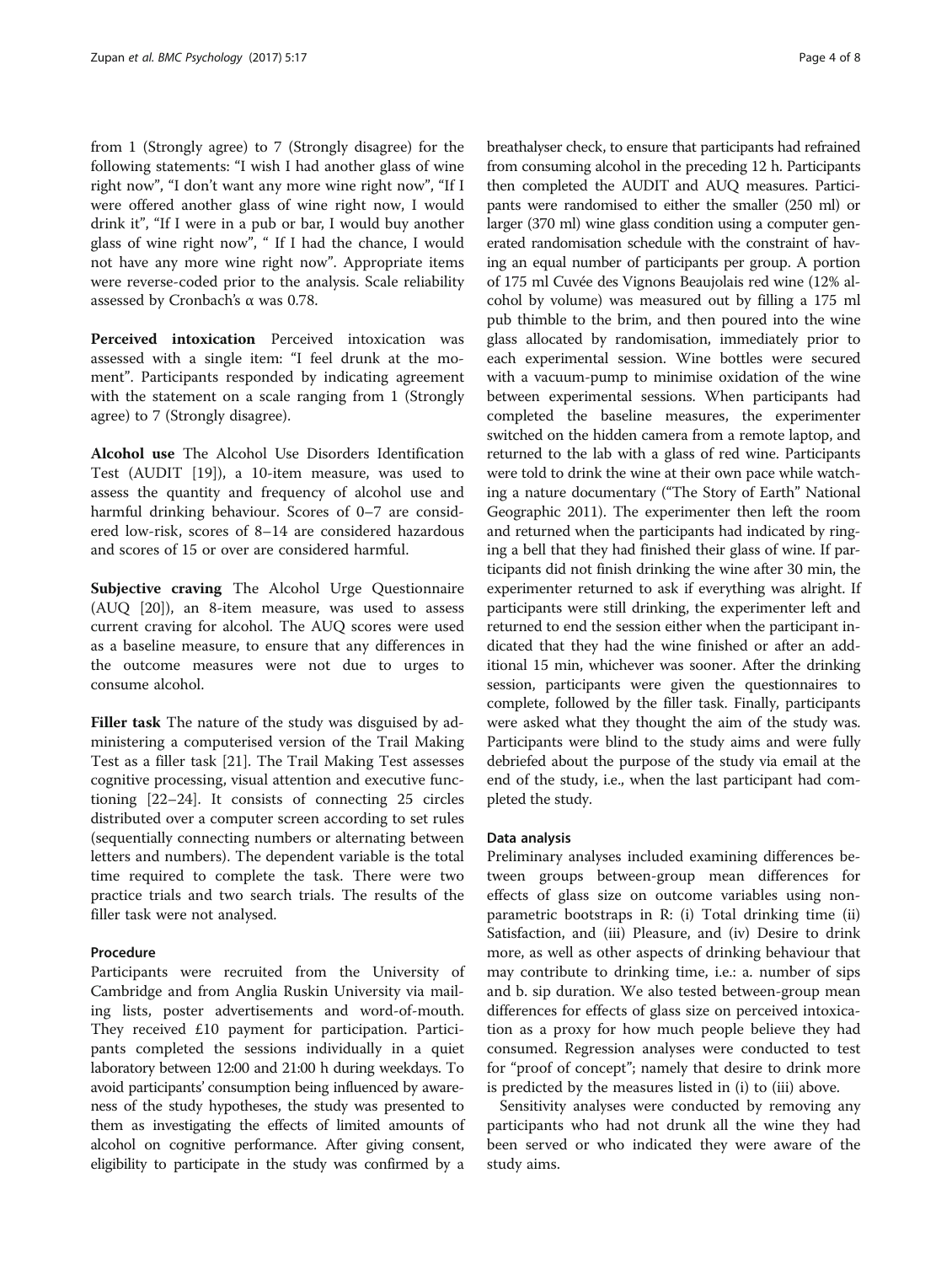from 1 (Strongly agree) to 7 (Strongly disagree) for the following statements: "I wish I had another glass of wine right now", "I don't want any more wine right now", "If I were offered another glass of wine right now, I would drink it", "If I were in a pub or bar, I would buy another glass of wine right now", " If I had the chance, I would not have any more wine right now". Appropriate items were reverse-coded prior to the analysis. Scale reliability assessed by Cronbach's α was 0.78.

**Perceived intoxication** Perceived intoxication was assessed with a single item: "I feel drunk at the moment". Participants responded by indicating agreement with the statement on a scale ranging from 1 (Strongly agree) to 7 (Strongly disagree).

**Alcohol use** The Alcohol Use Disorders Identification Test (AUDIT [19]), a 10-item measure, was used to assess the quantity and frequency of alcohol use and harmful drinking behaviour. Scores of 0–7 are considered low-risk, scores of 8–14 are considered hazardous and scores of 15 or over are considered harmful.

**Subjective craving** The Alcohol Urge Questionnaire (AUQ [20]), an 8-item measure, was used to assess current craving for alcohol. The AUQ scores were used as a baseline measure, to ensure that any differences in the outcome measures were not due to urges to consume alcohol.

**Filler task** The nature of the study was disguised by administering a computerised version of the Trail Making Test as a filler task [21]. The Trail Making Test assesses cognitive processing, visual attention and executive functioning [22–24]. It consists of connecting 25 circles distributed over a computer screen according to set rules (sequentially connecting numbers or alternating between letters and numbers). The dependent variable is the total time required to complete the task. There were two practice trials and two search trials. The results of the filler task were not analysed.

#### Procedure

Participants were recruited from the University of Cambridge and from Anglia Ruskin University via mailing lists, poster advertisements and word-of-mouth. They received £10 payment for participation. Participants completed the sessions individually in a quiet laboratory between 12:00 and 21:00 h during weekdays. To avoid participants' consumption being influenced by awareness of the study hypotheses, the study was presented to them as investigating the effects of limited amounts of alcohol on cognitive performance. After giving consent, eligibility to participate in the study was confirmed by a breathalyser check, to ensure that participants had refrained from consuming alcohol in the preceding 12 h. Participants then completed the AUDIT and AUQ measures. Participants were randomised to either the smaller (250 ml) or larger (370 ml) wine glass condition using a computer generated randomisation schedule with the constraint of having an equal number of participants per group. A portion of 175 ml Cuvée des Vignons Beaujolais red wine (12% alcohol by volume) was measured out by filling a 175 ml pub thimble to the brim, and then poured into the wine glass allocated by randomisation, immediately prior to each experimental session. Wine bottles were secured with a vacuum-pump to minimise oxidation of the wine between experimental sessions. When participants had completed the baseline measures, the experimenter switched on the hidden camera from a remote laptop, and returned to the lab with a glass of red wine. Participants were told to drink the wine at their own pace while watching a nature documentary ("The Story of Earth" National Geographic 2011). The experimenter then left the room and returned when the participants had indicated by ringing a bell that they had finished their glass of wine. If participants did not finish drinking the wine after 30 min, the experimenter returned to ask if everything was alright. If participants were still drinking, the experimenter left and returned to end the session either when the participant indicated that they had the wine finished or after an additional 15 min, whichever was sooner. After the drinking session, participants were given the questionnaires to complete, followed by the filler task. Finally, participants were asked what they thought the aim of the study was. Participants were blind to the study aims and were fully debriefed about the purpose of the study via email at the end of the study, i.e., when the last participant had completed the study.

#### Data analysis

Preliminary analyses included examining differences between groups between-group mean differences for effects of glass size on outcome variables using nonparametric bootstraps in R: (i) Total drinking time (ii) Satisfaction, and (iii) Pleasure, and (iv) Desire to drink more, as well as other aspects of drinking behaviour that may contribute to drinking time, i.e.: a. number of sips and b. sip duration. We also tested between-group mean differences for effects of glass size on perceived intoxication as a proxy for how much people believe they had consumed. Regression analyses were conducted to test for "proof of concept"; namely that desire to drink more is predicted by the measures listed in (i) to (iii) above.

Sensitivity analyses were conducted by removing any participants who had not drunk all the wine they had been served or who indicated they were aware of the study aims.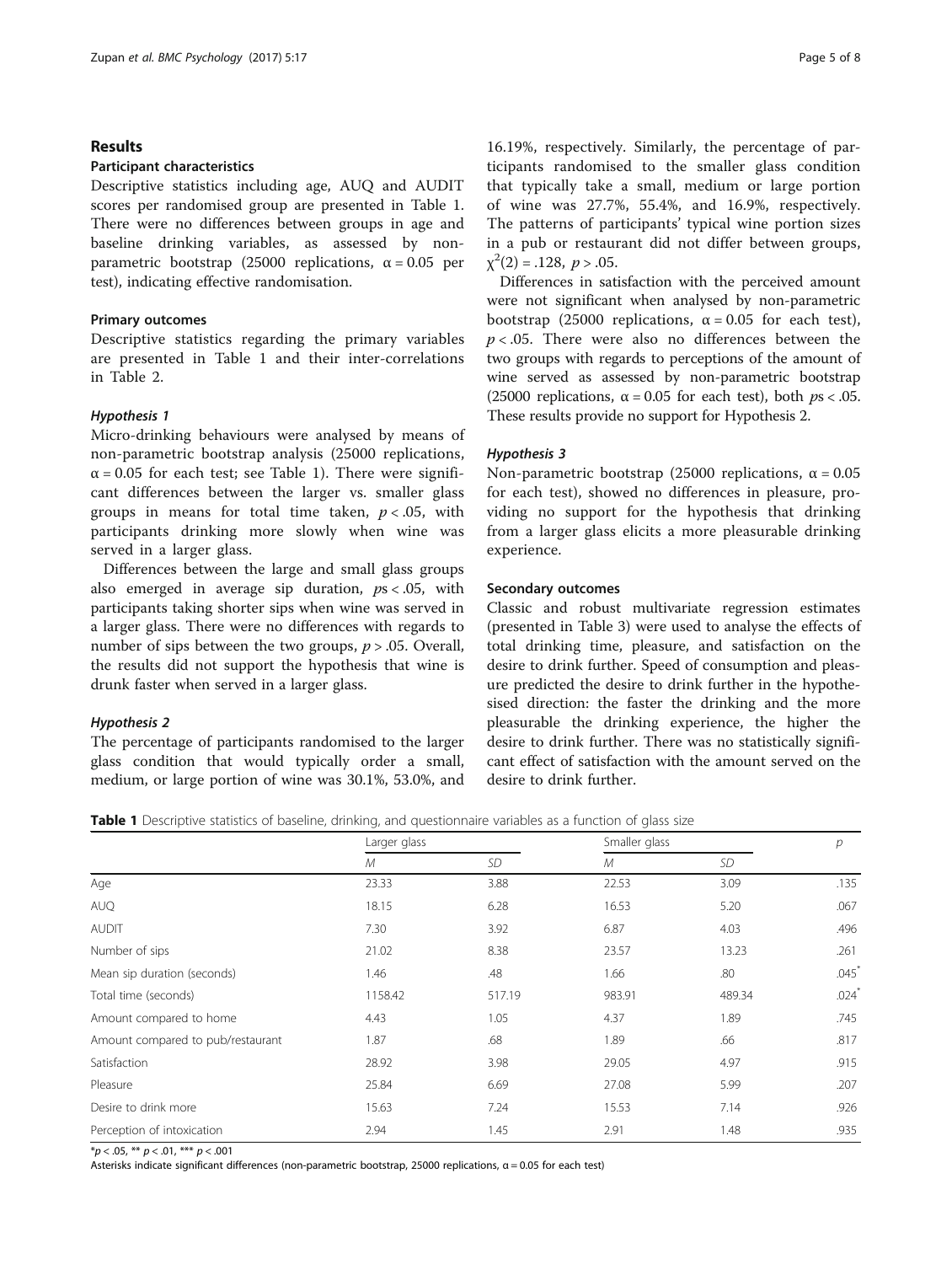## Results

### Participant characteristics

Descriptive statistics including age, AUQ and AUDIT scores per randomised group are presented in Table 1. There were no differences between groups in age and baseline drinking variables, as assessed by non-parametric bootstrap (25000 replications, $\alpha = 0.05$ per test), indicating effective randomisation.

### Primary outcomes

Descriptive statistics regarding the primary variables are presented in Table 1 and their inter-correlations in Table 2.

#### *Hypothesis 1*

Micro-drinking behaviours were analysed by means of non-parametric bootstrap analysis (25000 replications, $\alpha = 0.05$ for each test; see Table 1). There were significant differences between the larger vs. smaller glass groups in means for total time taken, $p < .05$, with participants drinking more slowly when wine was served in a larger glass.

Differences between the large and small glass groups also emerged in average sip duration, $ps < .05$, with participants taking shorter sips when wine was served in a larger glass. There were no differences with regards to number of sips between the two groups, $p > .05$. Overall, the results did not support the hypothesis that wine is drunk faster when served in a larger glass.

#### *Hypothesis 2*

The percentage of participants randomised to the larger glass condition that would typically order a small, medium, or large portion of wine was 30.1%, 53.0%, and 16.19%, respectively. Similarly, the percentage of participants randomised to the smaller glass condition that typically take a small, medium or large portion of wine was 27.7%, 55.4%, and 16.9%, respectively. The patterns of participants' typical wine portion sizes in a pub or restaurant did not differ between groups, $\chi^2(2) = .128$, $p > .05$.

Differences in satisfaction with the perceived amount were not significant when analysed by non-parametric bootstrap (25000 replications, $\alpha = 0.05$ for each test), $p < .05$. There were also no differences between the two groups with regards to perceptions of the amount of wine served as assessed by non-parametric bootstrap (25000 replications, $\alpha = 0.05$ for each test), both $ps < .05$. These results provide no support for Hypothesis 2.

#### *Hypothesis 3*

Non-parametric bootstrap (25000 replications, $\alpha = 0.05$ for each test), showed no differences in pleasure, providing no support for the hypothesis that drinking from a larger glass elicits a more pleasurable drinking experience.

### Secondary outcomes

Classic and robust multivariate regression estimates (presented in Table 3) were used to analyse the effects of total drinking time, pleasure, and satisfaction on the desire to drink further. Speed of consumption and pleasure predicted the desire to drink further in the hypothesised direction: the faster the drinking and the more pleasurable the drinking experience, the higher the desire to drink further. There was no statistically significant effect of satisfaction with the amount served on the desire to drink further.

**Table 1** Descriptive statistics of baseline, drinking, and questionnaire variables as a function of glass size

| | Larger glass | | Smaller glass | | *p* |
|---|---|---|---|---|---|
| | *M* | *SD* | *M* | *SD* | |
| Age | 23.33 | 3.88 | 22.53 | 3.09 | .135 |
| AUQ | 18.15 | 6.28 | 16.53 | 5.20 | .067 |
| AUDIT | 7.30 | 3.92 | 6.87 | 4.03 | .496 |
| Number of sips | 21.02 | 8.38 | 23.57 | 13.23 | .261 |
| Mean sip duration (seconds) | 1.46 | .48 | 1.66 | .80 | .045* |
| Total time (seconds) | 1158.42 | 517.19 | 983.91 | 489.34 | .024* |
| Amount compared to home | 4.43 | 1.05 | 4.37 | 1.89 | .745 |
| Amount compared to pub/restaurant | 1.87 | .68 | 1.89 | .66 | .817 |
| Satisfaction | 28.92 | 3.98 | 29.05 | 4.97 | .915 |
| Pleasure | 25.84 | 6.69 | 27.08 | 5.99 | .207 |
| Desire to drink more | 15.63 | 7.24 | 15.53 | 7.14 | .926 |
| Perception of intoxication | 2.94 | 1.45 | 2.91 | 1.48 | .935 |

*$p < .05$, ** $p < .01$, *** $p < .001$

Asterisks indicate significant differences (non-parametric bootstrap, 25000 replications, $\alpha = 0.05$ for each test)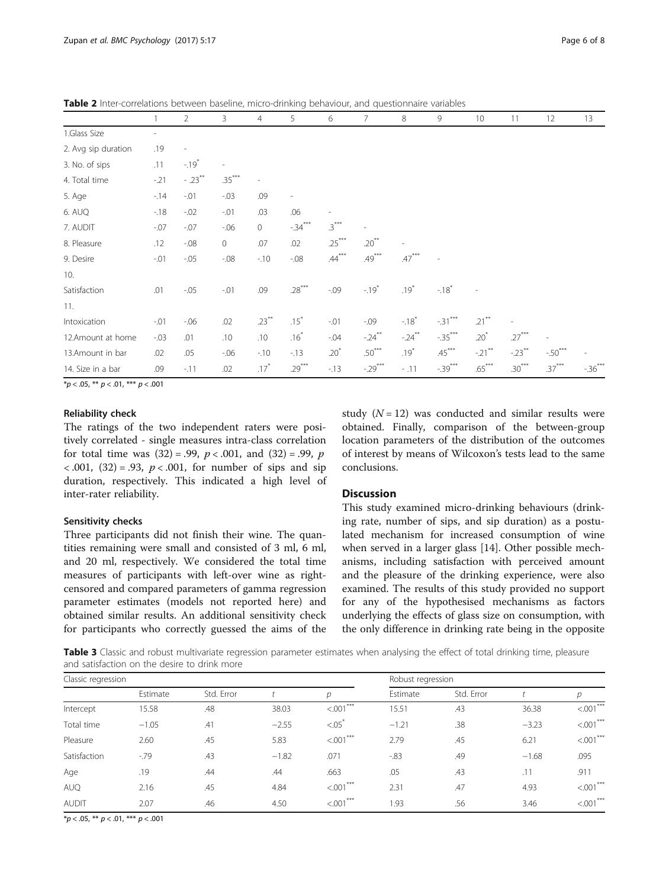**Table 2** Inter-correlations between baseline, micro-drinking behaviour, and questionnaire variables

| | 1 | 2 | 3 | 4 | 5 | 6 | 7 | 8 | 9 | 10 | 11 | 12 | 13 |
|---|---|---|---|---|---|---|---|---|---|---|---|---|---|
| 1.Glass Size | - | | | | | | | | | | | | |
| 2. Avg sip duration | .19 | - | | | | | | | | | | | |
| 3. No. of sips | .11 | -.19* | - | | | | | | | | | | |
| 4. Total time | -.21 | - .23** | .35*** | - | | | | | | | | | |
| 5. Age | -.14 | -.01 | -.03 | .09 | - | | | | | | | | |
| 6. AUQ | -.18 | -.02 | -.01 | .03 | .06 | - | | | | | | | |
| 7. AUDIT | -.07 | -.07 | -.06 | 0 | -.34*** | .3*** | - | | | | | | |
| 8. Pleasure | .12 | -.08 | 0 | .07 | .02 | .25*** | .20** | - | | | | | |
| 9. Desire | -.01 | -.05 | -.08 | -.10 | -.08 | .44*** | .49*** | .47*** | - | | | | |
| 10. Satisfaction | .01 | -.05 | -.01 | .09 | .28*** | -.09 | -.19* | .19* | -.18* | - | | | |
| 11. Intoxication | -.01 | -.06 | .02 | .23** | .15* | -.01 | -.09 | -.18* | -.31*** | .21** | - | | |
| 12.Amount at home | -.03 | .01 | .10 | .10 | .16* | -.04 | -.24** | -.24** | -.35*** | .20* | .27*** | - | |
| 13.Amount in bar | .02 | .05 | -.06 | -.10 | -.13 | .20* | .50*** | .19* | .45*** | -.21** | -.23** | -.50*** | - |
| 14. Size in a bar | .09 | -.11 | .02 | .17* | .29*** | -.13 | -.29*** | - .11 | -.39*** | .65*** | .30*** | .37*** | -.36*** |

*p < .05, ** p < .01, *** p < .001

#### Reliability check

The ratings of the two independent raters were positively correlated - single measures intra-class correlation for total time was (32) = .99, $p < .001$, and (32) = .99, $p < .001$, (32) = .93, $p < .001$, for number of sips and sip duration, respectively. This indicated a high level of inter-rater reliability.

#### Sensitivity checks

Three participants did not finish their wine. The quantities remaining were small and consisted of 3 ml, 6 ml, and 20 ml, respectively. We considered the total time measures of participants with left-over wine as right-censored and compared parameters of gamma regression parameter estimates (models not reported here) and obtained similar results. An additional sensitivity check for participants who correctly guessed the aims of the study ($N = 12$) was conducted and similar results were obtained. Finally, comparison of the between-group location parameters of the distribution of the outcomes of interest by means of Wilcoxon's tests lead to the same conclusions.

## Discussion

This study examined micro-drinking behaviours (drinking rate, number of sips, and sip duration) as a postulated mechanism for increased consumption of wine when served in a larger glass [14]. Other possible mechanisms, including satisfaction with perceived amount and the pleasure of the drinking experience, were also examined. The results of this study provided no support for any of the hypothesised mechanisms as factors underlying the effects of glass size on consumption, with the only difference in drinking rate being in the opposite

**Table 3** Classic and robust multivariate regression parameter estimates when analysing the effect of total drinking time, pleasure and satisfaction on the desire to drink more

| | Classic regression | | | | Robust regression | | | |
|---|---|---|---|---|---|---|---|---|
| | Estimate | Std. Error | *t* | *p* | Estimate | Std. Error | *t* | *p* |
| Intercept | 15.58 | .48 | 38.03 | <.001*** | 15.51 | .43 | 36.38 | <.001*** |
| Total time | −1.05 | .41 | −2.55 | <.05* | −1.21 | .38 | −3.23 | <.001*** |
| Pleasure | 2.60 | .45 | 5.83 | <.001*** | 2.79 | .45 | 6.21 | <.001*** |
| Satisfaction | -.79 | .43 | −1.82 | .071 | -.83 | .49 | −1.68 | .095 |
| Age | .19 | .44 | .44 | .663 | .05 | .43 | .11 | .911 |
| AUQ | 2.16 | .45 | 4.84 | <.001*** | 2.31 | .47 | 4.93 | <.001*** |
| AUDIT | 2.07 | .46 | 4.50 | <.001*** | 1.93 | .56 | 3.46 | <.001*** |

*p < .05, ** p < .01, *** p < .001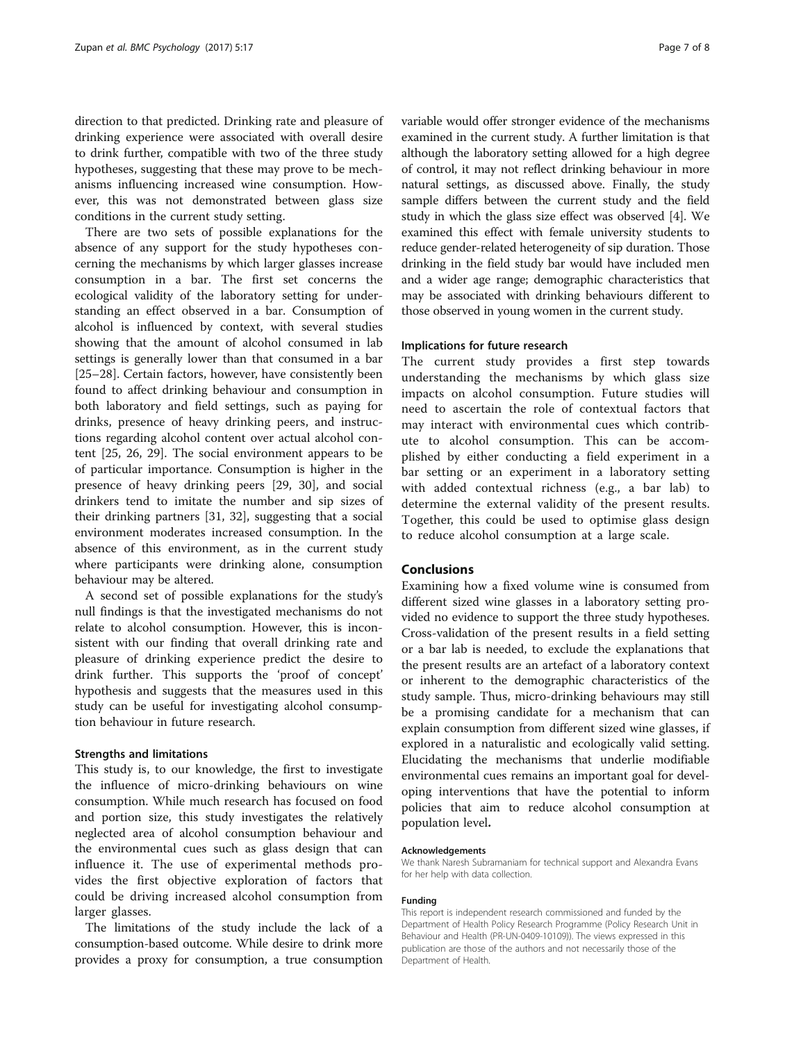direction to that predicted. Drinking rate and pleasure of drinking experience were associated with overall desire to drink further, compatible with two of the three study hypotheses, suggesting that these may prove to be mechanisms influencing increased wine consumption. However, this was not demonstrated between glass size conditions in the current study setting.

There are two sets of possible explanations for the absence of any support for the study hypotheses concerning the mechanisms by which larger glasses increase consumption in a bar. The first set concerns the ecological validity of the laboratory setting for understanding an effect observed in a bar. Consumption of alcohol is influenced by context, with several studies showing that the amount of alcohol consumed in lab settings is generally lower than that consumed in a bar [25–28]. Certain factors, however, have consistently been found to affect drinking behaviour and consumption in both laboratory and field settings, such as paying for drinks, presence of heavy drinking peers, and instructions regarding alcohol content over actual alcohol content [25, 26, 29]. The social environment appears to be of particular importance. Consumption is higher in the presence of heavy drinking peers [29, 30], and social drinkers tend to imitate the number and sip sizes of their drinking partners [31, 32], suggesting that a social environment moderates increased consumption. In the absence of this environment, as in the current study where participants were drinking alone, consumption behaviour may be altered.

A second set of possible explanations for the study's null findings is that the investigated mechanisms do not relate to alcohol consumption. However, this is inconsistent with our finding that overall drinking rate and pleasure of drinking experience predict the desire to drink further. This supports the 'proof of concept' hypothesis and suggests that the measures used in this study can be useful for investigating alcohol consumption behaviour in future research.

### Strengths and limitations

This study is, to our knowledge, the first to investigate the influence of micro-drinking behaviours on wine consumption. While much research has focused on food and portion size, this study investigates the relatively neglected area of alcohol consumption behaviour and the environmental cues such as glass design that can influence it. The use of experimental methods provides the first objective exploration of factors that could be driving increased alcohol consumption from larger glasses.

The limitations of the study include the lack of a consumption-based outcome. While desire to drink more provides a proxy for consumption, a true consumption variable would offer stronger evidence of the mechanisms examined in the current study. A further limitation is that although the laboratory setting allowed for a high degree of control, it may not reflect drinking behaviour in more natural settings, as discussed above. Finally, the study sample differs between the current study and the field study in which the glass size effect was observed [4]. We examined this effect with female university students to reduce gender-related heterogeneity of sip duration. Those drinking in the field study bar would have included men and a wider age range; demographic characteristics that may be associated with drinking behaviours different to those observed in young women in the current study.

### Implications for future research

The current study provides a first step towards understanding the mechanisms by which glass size impacts on alcohol consumption. Future studies will need to ascertain the role of contextual factors that may interact with environmental cues which contribute to alcohol consumption. This can be accomplished by either conducting a field experiment in a bar setting or an experiment in a laboratory setting with added contextual richness (e.g., a bar lab) to determine the external validity of the present results. Together, this could be used to optimise glass design to reduce alcohol consumption at a large scale.

## Conclusions

Examining how a fixed volume wine is consumed from different sized wine glasses in a laboratory setting provided no evidence to support the three study hypotheses. Cross-validation of the present results in a field setting or a bar lab is needed, to exclude the explanations that the present results are an artefact of a laboratory context or inherent to the demographic characteristics of the study sample. Thus, micro-drinking behaviours may still be a promising candidate for a mechanism that can explain consumption from different sized wine glasses, if explored in a naturalistic and ecologically valid setting. Elucidating the mechanisms that underlie modifiable environmental cues remains an important goal for developing interventions that have the potential to inform policies that aim to reduce alcohol consumption at population level.

#### Acknowledgements

We thank Naresh Subramaniam for technical support and Alexandra Evans for her help with data collection.

#### Funding

This report is independent research commissioned and funded by the Department of Health Policy Research Programme (Policy Research Unit in Behaviour and Health (PR-UN-0409-10109)). The views expressed in this publication are those of the authors and not necessarily those of the Department of Health.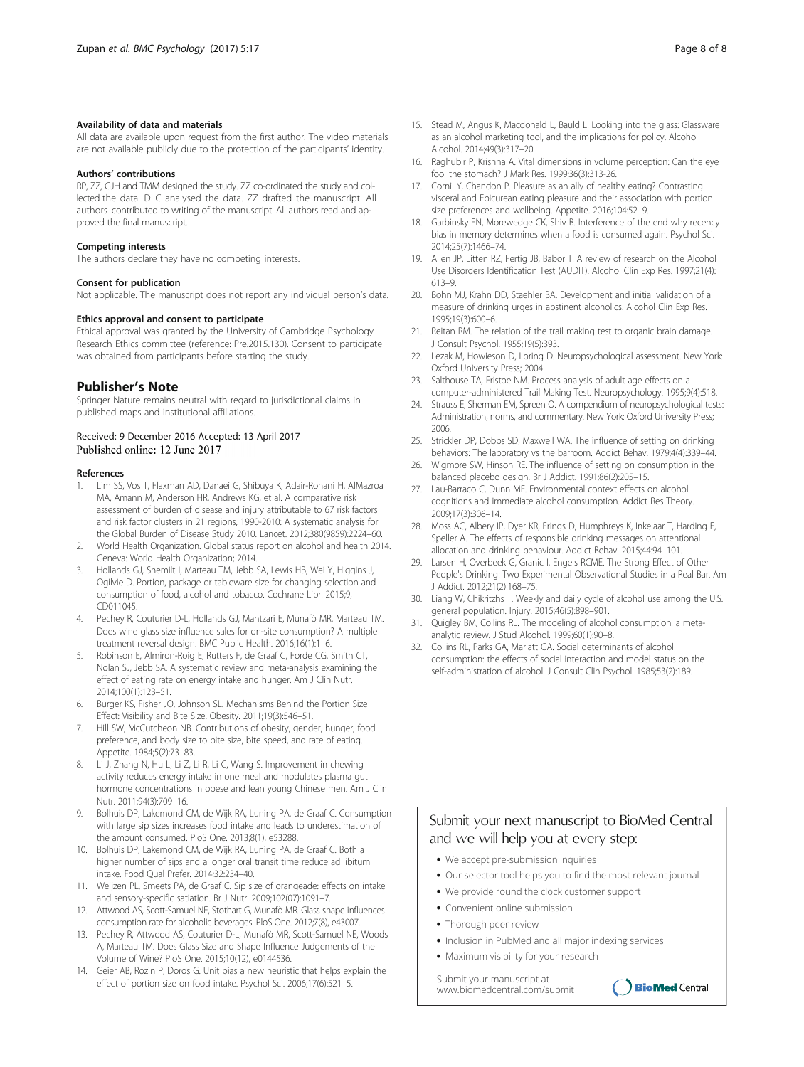### Availability of data and materials

All data are available upon request from the first author. The video materials are not available publicly due to the protection of the participants' identity.

### Authors' contributions

RP, ZZ, GJH and TMM designed the study. ZZ co-ordinated the study and collected the data. DLC analysed the data. ZZ drafted the manuscript. All authors contributed to writing of the manuscript. All authors read and approved the final manuscript.

### Competing interests

The authors declare they have no competing interests.

### Consent for publication

Not applicable. The manuscript does not report any individual person's data.

### Ethics approval and consent to participate

Ethical approval was granted by the University of Cambridge Psychology Research Ethics committee (reference: Pre.2015.130). Consent to participate was obtained from participants before starting the study.

## Publisher's Note

Springer Nature remains neutral with regard to jurisdictional claims in published maps and institutional affiliations.

Received: 9 December 2016 Accepted: 13 April 2017
Published online: 12 June 2017

### References

1. Lim SS, Vos T, Flaxman AD, Danaei G, Shibuya K, Adair-Rohani H, AlMazroa MA, Amann M, Anderson HR, Andrews KG, et al. A comparative risk assessment of burden of disease and injury attributable to 67 risk factors and risk factor clusters in 21 regions, 1990-2010: A systematic analysis for the Global Burden of Disease Study 2010. Lancet. 2012;380(9859):2224–60.
2. World Health Organization. Global status report on alcohol and health 2014. Geneva: World Health Organization; 2014.
3. Hollands GJ, Shemilt I, Marteau TM, Jebb SA, Lewis HB, Wei Y, Higgins J, Ogilvie D. Portion, package or tableware size for changing selection and consumption of food, alcohol and tobacco. Cochrane Libr. 2015;9, CD011045.
4. Pechey R, Couturier D-L, Hollands GJ, Mantzari E, Munafò MR, Marteau TM. Does wine glass size influence sales for on-site consumption? A multiple treatment reversal design. BMC Public Health. 2016;16(1):1–6.
5. Robinson E, Almiron-Roig E, Rutters F, de Graaf C, Forde CG, Smith CT, Nolan SJ, Jebb SA. A systematic review and meta-analysis examining the effect of eating rate on energy intake and hunger. Am J Clin Nutr. 2014;100(1):123–51.
6. Burger KS, Fisher JO, Johnson SL. Mechanisms Behind the Portion Size Effect: Visibility and Bite Size. Obesity. 2011;19(3):546–51.
7. Hill SW, McCutcheon NB. Contributions of obesity, gender, hunger, food preference, and body size to bite size, bite speed, and rate of eating. Appetite. 1984;5(2):73–83.
8. Li J, Zhang N, Hu L, Li Z, Li R, Li C, Wang S. Improvement in chewing activity reduces energy intake in one meal and modulates plasma gut hormone concentrations in obese and lean young Chinese men. Am J Clin Nutr. 2011;94(3):709–16.
9. Bolhuis DP, Lakemond CM, de Wijk RA, Luning PA, de Graaf C. Consumption with large sip sizes increases food intake and leads to underestimation of the amount consumed. PloS One. 2013;8(1), e53288.
10. Bolhuis DP, Lakemond CM, de Wijk RA, Luning PA, de Graaf C. Both a higher number of sips and a longer oral transit time reduce ad libitum intake. Food Qual Prefer. 2014;32:234–40.
11. Weijzen PL, Smeets PA, de Graaf C. Sip size of orangeade: effects on intake and sensory-specific satiation. Br J Nutr. 2009;102(07):1091–7.
12. Attwood AS, Scott-Samuel NE, Stothart G, Munafò MR. Glass shape influences consumption rate for alcoholic beverages. PloS One. 2012;7(8), e43007.
13. Pechey R, Attwood AS, Couturier D-L, Munafò MR, Scott-Samuel NE, Woods A, Marteau TM. Does Glass Size and Shape Influence Judgements of the Volume of Wine? PloS One. 2015;10(12), e0144536.
14. Geier AB, Rozin P, Doros G. Unit bias a new heuristic that helps explain the effect of portion size on food intake. Psychol Sci. 2006;17(6):521–5.
15. Stead M, Angus K, Macdonald L, Bauld L. Looking into the glass: Glassware as an alcohol marketing tool, and the implications for policy. Alcohol Alcohol. 2014;49(3):317–20.
16. Raghubir P, Krishna A. Vital dimensions in volume perception: Can the eye fool the stomach? J Mark Res. 1999;36(3):313-26.
17. Cornil Y, Chandon P. Pleasure as an ally of healthy eating? Contrasting visceral and Epicurean eating pleasure and their association with portion size preferences and wellbeing. Appetite. 2016;104:52–9.
18. Garbinsky EN, Morewedge CK, Shiv B. Interference of the end why recency bias in memory determines when a food is consumed again. Psychol Sci. 2014;25(7):1466–74.
19. Allen JP, Litten RZ, Fertig JB, Babor T. A review of research on the Alcohol Use Disorders Identification Test (AUDIT). Alcohol Clin Exp Res. 1997;21(4): 613–9.
20. Bohn MJ, Krahn DD, Staehler BA. Development and initial validation of a measure of drinking urges in abstinent alcoholics. Alcohol Clin Exp Res. 1995;19(3):600–6.
21. Reitan RM. The relation of the trail making test to organic brain damage. J Consult Psychol. 1955;19(5):393.
22. Lezak M, Howieson D, Loring D. Neuropsychological assessment. New York: Oxford University Press; 2004.
23. Salthouse TA, Fristoe NM. Process analysis of adult age effects on a computer-administered Trail Making Test. Neuropsychology. 1995;9(4):518.
24. Strauss E, Sherman EM, Spreen O. A compendium of neuropsychological tests: Administration, norms, and commentary. New York: Oxford University Press; 2006.
25. Strickler DP, Dobbs SD, Maxwell WA. The influence of setting on drinking behaviors: The laboratory vs the barroom. Addict Behav. 1979;4(4):339–44.
26. Wigmore SW, Hinson RE. The influence of setting on consumption in the balanced placebo design. Br J Addict. 1991;86(2):205–15.
27. Lau-Barraco C, Dunn ME. Environmental context effects on alcohol cognitions and immediate alcohol consumption. Addict Res Theory. 2009;17(3):306–14.
28. Moss AC, Albery IP, Dyer KR, Frings D, Humphreys K, Inkelaar T, Harding E, Speller A. The effects of responsible drinking messages on attentional allocation and drinking behaviour. Addict Behav. 2015;44:94–101.
29. Larsen H, Overbeek G, Granic I, Engels RCME. The Strong Effect of Other People's Drinking: Two Experimental Observational Studies in a Real Bar. Am J Addict. 2012;21(2):168–75.
30. Liang W, Chikritzhs T. Weekly and daily cycle of alcohol use among the U.S. general population. Injury. 2015;46(5):898–901.
31. Quigley BM, Collins RL. The modeling of alcohol consumption: a meta-analytic review. J Stud Alcohol. 1999;60(1):90–8.
32. Collins RL, Parks GA, Marlatt GA. Social determinants of alcohol consumption: the effects of social interaction and model status on the self-administration of alcohol. J Consult Clin Psychol. 1985;53(2):189.

Submit your next manuscript to BioMed Central and we will help you at every step:

- We accept pre-submission inquiries
- Our selector tool helps you to find the most relevant journal
- We provide round the clock customer support
- Convenient online submission
- Thorough peer review
- Inclusion in PubMed and all major indexing services
- Maximum visibility for your research

Submit your manuscript at
www.biomedcentral.com/submit

BioMed Central